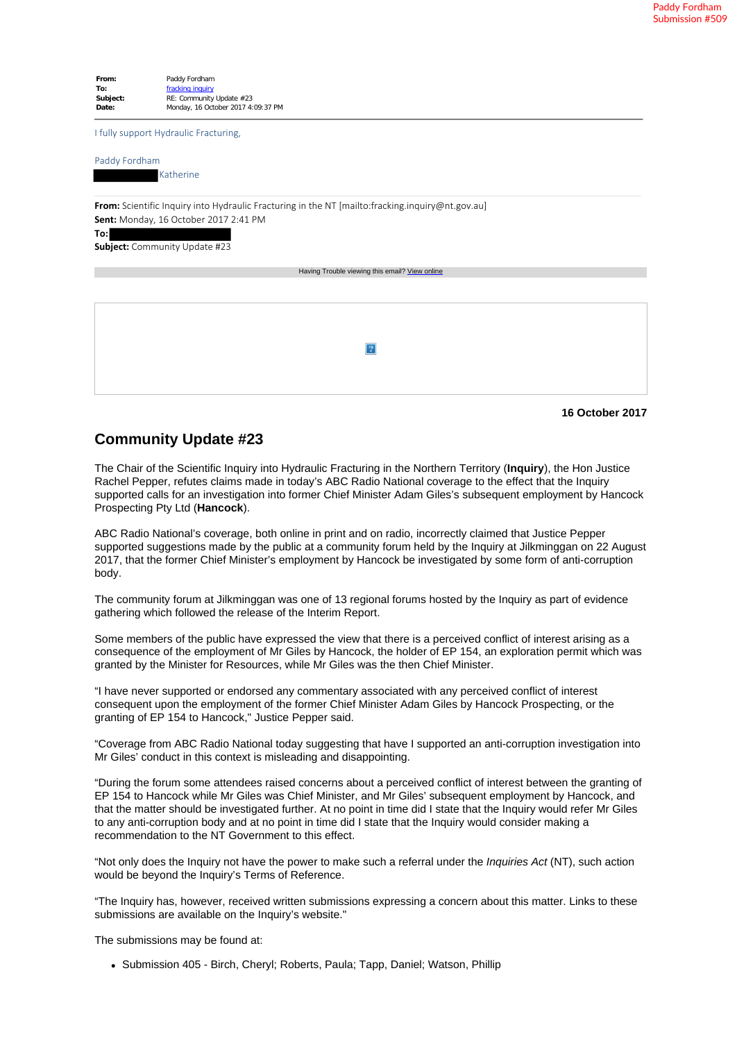**From:** Paddy Fordham
**To:** fracking inquiry
**Subject:** RE: Community Update #23
**Date:** Monday, 16 October 2017 4:09:37 PM

I fully support Hydraulic Fracturing,

Paddy Fordham
Katherine

**From:** Scientific Inquiry into Hydraulic Fracturing in the NT [mailto:fracking.inquiry@nt.gov.au]
**Sent:** Monday, 16 October 2017 2:41 PM
**To:**
**Subject:** Community Update #23

Having Trouble viewing this email? View online

**16 October 2017**

## Community Update #23

The Chair of the Scientific Inquiry into Hydraulic Fracturing in the Northern Territory (**Inquiry**), the Hon Justice Rachel Pepper, refutes claims made in today's ABC Radio National coverage to the effect that the Inquiry supported calls for an investigation into former Chief Minister Adam Giles's subsequent employment by Hancock Prospecting Pty Ltd (**Hancock**).

ABC Radio National's coverage, both online in print and on radio, incorrectly claimed that Justice Pepper supported suggestions made by the public at a community forum held by the Inquiry at Jilkminggan on 22 August 2017, that the former Chief Minister's employment by Hancock be investigated by some form of anti-corruption body.

The community forum at Jilkminggan was one of 13 regional forums hosted by the Inquiry as part of evidence gathering which followed the release of the Interim Report.

Some members of the public have expressed the view that there is a perceived conflict of interest arising as a consequence of the employment of Mr Giles by Hancock, the holder of EP 154, an exploration permit which was granted by the Minister for Resources, while Mr Giles was the then Chief Minister.

"I have never supported or endorsed any commentary associated with any perceived conflict of interest consequent upon the employment of the former Chief Minister Adam Giles by Hancock Prospecting, or the granting of EP 154 to Hancock," Justice Pepper said.

"Coverage from ABC Radio National today suggesting that have I supported an anti-corruption investigation into Mr Giles' conduct in this context is misleading and disappointing.

"During the forum some attendees raised concerns about a perceived conflict of interest between the granting of EP 154 to Hancock while Mr Giles was Chief Minister, and Mr Giles' subsequent employment by Hancock, and that the matter should be investigated further. At no point in time did I state that the Inquiry would refer Mr Giles to any anti-corruption body and at no point in time did I state that the Inquiry would consider making a recommendation to the NT Government to this effect.

"Not only does the Inquiry not have the power to make such a referral under the *Inquiries Act* (NT), such action would be beyond the Inquiry's Terms of Reference.

"The Inquiry has, however, received written submissions expressing a concern about this matter. Links to these submissions are available on the Inquiry's website."

The submissions may be found at:

- Submission 405 - Birch, Cheryl; Roberts, Paula; Tapp, Daniel; Watson, Phillip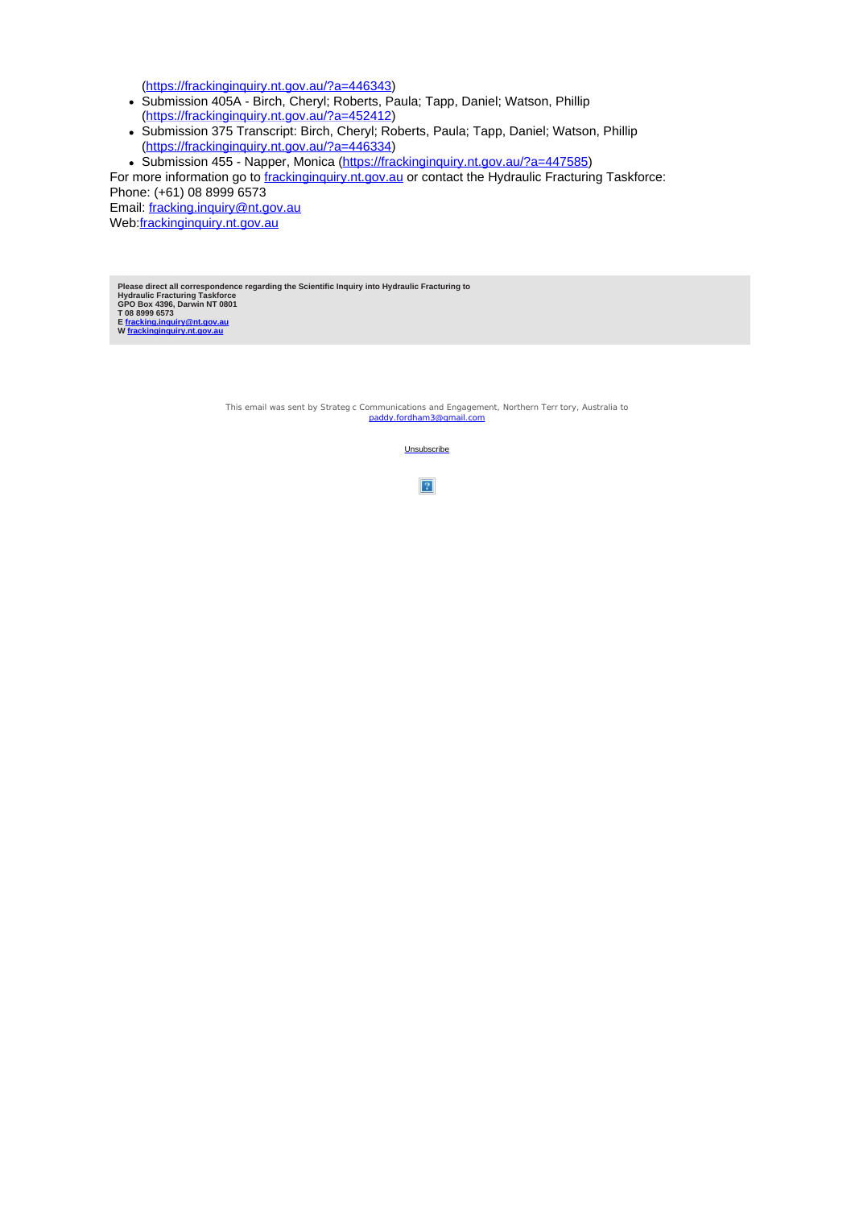(https://frackinginquiry.nt.gov.au/?a=446343)

- Submission 405A - Birch, Cheryl; Roberts, Paula; Tapp, Daniel; Watson, Phillip (https://frackinginquiry.nt.gov.au/?a=452412)
- Submission 375 Transcript: Birch, Cheryl; Roberts, Paula; Tapp, Daniel; Watson, Phillip (https://frackinginquiry.nt.gov.au/?a=446334)
- Submission 455 - Napper, Monica (https://frackinginquiry.nt.gov.au/?a=447585)

For more information go to frackinginquiry.nt.gov.au or contact the Hydraulic Fracturing Taskforce:
Phone: (+61) 08 8999 6573
Email: fracking.inquiry@nt.gov.au
Web:frackinginquiry.nt.gov.au

**Please direct all correspondence regarding the Scientific Inquiry into Hydraulic Fracturing to**
**Hydraulic Fracturing Taskforce**
**GPO Box 4396, Darwin NT 0801**
**T 08 8999 6573**
**E fracking.inquiry@nt.gov.au**
**W frackinginquiry.nt.gov.au**

This email was sent by Strateg c Communications and Engagement, Northern Terr tory, Australia to paddy.fordham3@gmail.com

Unsubscribe